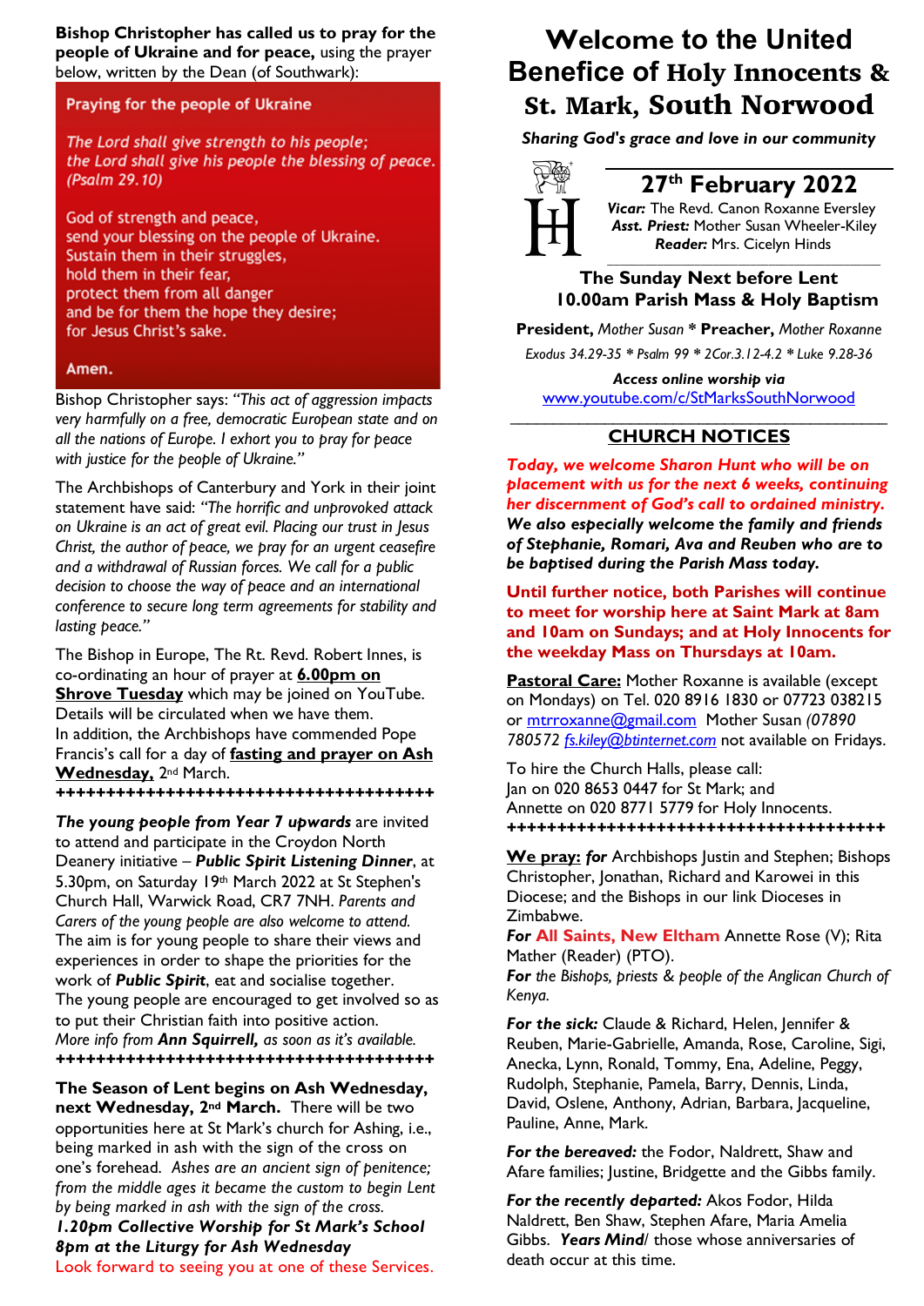**Bishop Christopher has called us to pray for the people of Ukraine and for peace,** using the prayer below, written by the Dean (of Southwark):

**Praying for the people of Ukraine**

*The Lord shall give strength to his people;*
*the Lord shall give his people the blessing of peace.*
*(Psalm 29.10)*

God of strength and peace,
send your blessing on the people of Ukraine.
Sustain them in their struggles,
hold them in their fear,
protect them from all danger
and be for them the hope they desire;
for Jesus Christ's sake.

**Amen.**

Bishop Christopher says: *"This act of aggression impacts very harmfully on a free, democratic European state and on all the nations of Europe. I exhort you to pray for peace with justice for the people of Ukraine."*

The Archbishops of Canterbury and York in their joint statement have said: *"The horrific and unprovoked attack on Ukraine is an act of great evil. Placing our trust in Jesus Christ, the author of peace, we pray for an urgent ceasefire and a withdrawal of Russian forces. We call for a public decision to choose the way of peace and an international conference to secure long term agreements for stability and lasting peace."*

The Bishop in Europe, The Rt. Revd. Robert Innes, is co-ordinating an hour of prayer at **6.00pm on Shrove Tuesday** which may be joined on YouTube. Details will be circulated when we have them.
In addition, the Archbishops have commended Pope Francis's call for a day of **fasting and prayer on Ash Wednesday,** 2nd March.

++++++++++++++++++++++++++++++++++++++++

***The young people from Year 7 upwards*** are invited to attend and participate in the Croydon North Deanery initiative – ***Public Spirit Listening Dinner***, at 5.30pm, on Saturday 19th March 2022 at St Stephen's Church Hall, Warwick Road, CR7 7NH. *Parents and Carers of the young people are also welcome to attend.*
The aim is for young people to share their views and experiences in order to shape the priorities for the work of ***Public Spirit***, eat and socialise together.
The young people are encouraged to get involved so as to put their Christian faith into positive action.
*More info from **Ann Squirrell,** as soon as it's available.*

++++++++++++++++++++++++++++++++++++++++

**The Season of Lent begins on Ash Wednesday, next Wednesday, 2nd March.** There will be two opportunities here at St Mark's church for Ashing, i.e., being marked in ash with the sign of the cross on one's forehead. *Ashes are an ancient sign of penitence; from the middle ages it became the custom to begin Lent by being marked in ash with the sign of the cross.*
***1.20pm Collective Worship for St Mark's School***
***8pm at the Liturgy for Ash Wednesday***
Look forward to seeing you at one of these Services.

# Welcome to the United Benefice of Holy Innocents & St. Mark, South Norwood

***Sharing God's grace and love in our community***

## 27th February 2022

***Vicar:*** The Revd. Canon Roxanne Eversley
***Asst. Priest:*** Mother Susan Wheeler-Kiley
***Reader:*** Mrs. Cicelyn Hinds

**The Sunday Next before Lent**
**10.00am Parish Mass & Holy Baptism**

**President,** *Mother Susan* * **Preacher,** *Mother Roxanne*

*Exodus 34.29-35 * Psalm 99 * 2Cor.3.12-4.2 * Luke 9.28-36*

***Access online worship via***
www.youtube.com/c/StMarksSouthNorwood

## CHURCH NOTICES

***Today, we welcome Sharon Hunt who will be on placement with us for the next 6 weeks, continuing her discernment of God's call to ordained ministry.***
***We also especially welcome the family and friends of Stephanie, Romari, Ava and Reuben who are to be baptised during the Parish Mass today.***

**Until further notice, both Parishes will continue to meet for worship here at Saint Mark at 8am and 10am on Sundays; and at Holy Innocents for the weekday Mass on Thursdays at 10am.**

**Pastoral Care:** Mother Roxanne is available (except on Mondays) on Tel. 020 8916 1830 or 07723 038215 or mtrroxanne@gmail.com Mother Susan *(07890 780572 fs.kiley@btinternet.com* not available on Fridays.

To hire the Church Halls, please call:
Jan on 020 8653 0447 for St Mark; and
Annette on 020 8771 5779 for Holy Innocents.

++++++++++++++++++++++++++++++++++++++++

**We pray:** ***for*** Archbishops Justin and Stephen; Bishops Christopher, Jonathan, Richard and Karowei in this Diocese; and the Bishops in our link Dioceses in Zimbabwe.
***For* All Saints, New Eltham** Annette Rose (V); Rita Mather (Reader) (PTO).
***For*** *the Bishops, priests & people of the Anglican Church of Kenya.*

***For the sick:*** Claude & Richard, Helen, Jennifer & Reuben, Marie-Gabrielle, Amanda, Rose, Caroline, Sigi, Anecka, Lynn, Ronald, Tommy, Ena, Adeline, Peggy, Rudolph, Stephanie, Pamela, Barry, Dennis, Linda, David, Oslene, Anthony, Adrian, Barbara, Jacqueline, Pauline, Anne, Mark.

***For the bereaved:*** the Fodor, Naldrett, Shaw and Afare families; Justine, Bridgette and the Gibbs family.

***For the recently departed:*** Akos Fodor, Hilda Naldrett, Ben Shaw, Stephen Afare, Maria Amelia Gibbs. ***Years Mind***/ those whose anniversaries of death occur at this time.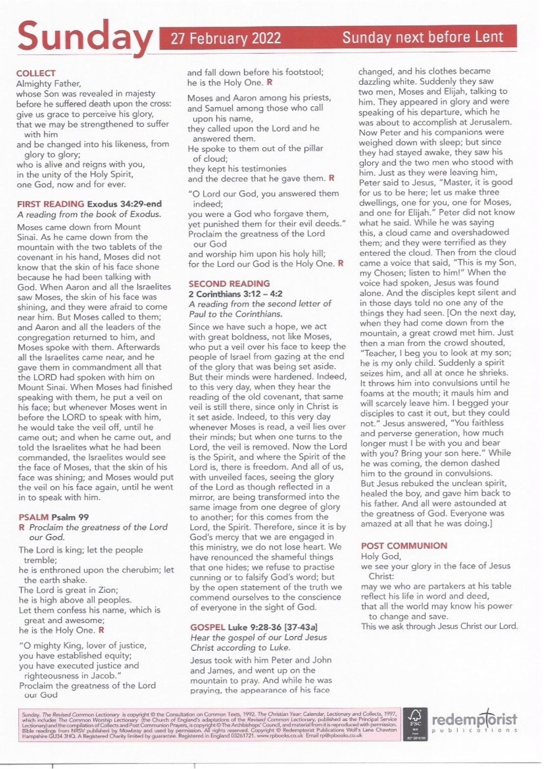# Sunday 27 February 2022 Sunday next before Lent

## COLLECT

Almighty Father,
whose Son was revealed in majesty
before he suffered death upon the cross:
give us grace to perceive his glory,
that we may be strengthened to suffer
with him
and be changed into his likeness, from
glory to glory;
who is alive and reigns with you,
in the unity of the Holy Spirit,
one God, now and for ever.

## FIRST READING Exodus 34:29-end

*A reading from the book of Exodus.*

Moses came down from Mount Sinai. As he came down from the mountain with the two tablets of the covenant in his hand, Moses did not know that the skin of his face shone because he had been talking with God. When Aaron and all the Israelites saw Moses, the skin of his face was shining, and they were afraid to come near him. But Moses called to them; and Aaron and all the leaders of the congregation returned to him, and Moses spoke with them. Afterwards all the Israelites came near, and he gave them in commandment all that the LORD had spoken with him on Mount Sinai. When Moses had finished speaking with them, he put a veil on his face; but whenever Moses went in before the LORD to speak with him, he would take the veil off, until he came out; and when he came out, and told the Israelites what he had been commanded, the Israelites would see the face of Moses, that the skin of his face was shining; and Moses would put the veil on his face again, until he went in to speak with him.

## PSALM Psalm 99

**R** *Proclaim the greatness of the Lord our God.*

The Lord is king; let the people
tremble;
he is enthroned upon the cherubim; let
the earth shake.
The Lord is great in Zion;
he is high above all peoples.
Let them confess his name, which is
great and awesome;
he is the Holy One. **R**

"O mighty King, lover of justice,
you have established equity;
you have executed justice and
righteousness in Jacob."
Proclaim the greatness of the Lord
our God
and fall down before his footstool;
he is the Holy One. **R**

Moses and Aaron among his priests,
and Samuel among those who call
upon his name,
they called upon the Lord and he
answered them.
He spoke to them out of the pillar
of cloud;
they kept his testimonies
and the decree that he gave them. **R**

"O Lord our God, you answered them
indeed;
you were a God who forgave them,
yet punished them for their evil deeds."
Proclaim the greatness of the Lord
our God
and worship him upon his holy hill;
for the Lord our God is the Holy One. **R**

## SECOND READING

**2 Corinthians 3:12 – 4:2**

*A reading from the second letter of Paul to the Corinthians.*

Since we have such a hope, we act with great boldness, not like Moses, who put a veil over his face to keep the people of Israel from gazing at the end of the glory that was being set aside. But their minds were hardened. Indeed, to this very day, when they hear the reading of the old covenant, that same veil is still there, since only in Christ is it set aside. Indeed, to this very day whenever Moses is read, a veil lies over their minds; but when one turns to the Lord, the veil is removed. Now the Lord is the Spirit, and where the Spirit of the Lord is, there is freedom. And all of us, with unveiled faces, seeing the glory of the Lord as though reflected in a mirror, are being transformed into the same image from one degree of glory to another; for this comes from the Lord, the Spirit. Therefore, since it is by God's mercy that we are engaged in this ministry, we do not lose heart. We have renounced the shameful things that one hides; we refuse to practise cunning or to falsify God's word; but by the open statement of the truth we commend ourselves to the conscience of everyone in the sight of God.

## GOSPEL Luke 9:28-36 [37-43a]

*Hear the gospel of our Lord Jesus Christ according to Luke.*

Jesus took with him Peter and John and James, and went up on the mountain to pray. And while he was praying, the appearance of his face changed, and his clothes became dazzling white. Suddenly they saw two men, Moses and Elijah, talking to him. They appeared in glory and were speaking of his departure, which he was about to accomplish at Jerusalem. Now Peter and his companions were weighed down with sleep; but since they had stayed awake, they saw his glory and the two men who stood with him. Just as they were leaving him, Peter said to Jesus, "Master, it is good for us to be here; let us make three dwellings, one for you, one for Moses, and one for Elijah." Peter did not know what he said. While he was saying this, a cloud came and overshadowed them; and they were terrified as they entered the cloud. Then from the cloud came a voice that said, "This is my Son, my Chosen; listen to him!" When the voice had spoken, Jesus was found alone. And the disciples kept silent and in those days told no one any of the things they had seen. [On the next day, when they had come down from the mountain, a great crowd met him. Just then a man from the crowd shouted, "Teacher, I beg you to look at my son; he is my only child. Suddenly a spirit seizes him, and all at once he shrieks. It throws him into convulsions until he foams at the mouth; it mauls him and will scarcely leave him. I begged your disciples to cast it out, but they could not." Jesus answered, "You faithless and perverse generation, how much longer must I be with you and bear with you? Bring your son here." While he was coming, the demon dashed him to the ground in convulsions. But Jesus rebuked the unclean spirit, healed the boy, and gave him back to his father. And all were astounded at the greatness of God. Everyone was amazed at all that he was doing.]

## POST COMMUNION

Holy God,
we see your glory in the face of Jesus
Christ:
may we who are partakers at his table
reflect his life in word and deed,
that all the world may know his power
to change and save.
This we ask through Jesus Christ our Lord.

Sunday. *The Revised Common Lectionary* is copyright © the Consultation on Common Texts, 1992. *The Christian Year: Calendar, Lectionary and Collects*, 1997, which includes *The Common Worship Lectionary* (the Church of England's adaptations of the *Revised Common Lectionary*, published as the Principal Service Lectionary) and the compilation of Collects and Post Communion Prayers, is copyright © The Archbishops' Council, and material from it is reproduced with permission. Bible readings from NRSV published by Mowbray and used by permission. All rights reserved. Copyright © Redemptorist Publications Wolf's Lane Chawton Hampshire GU34 3HQ. A Registered Charity limited by guarantee. Registered in England 03261721. www.rpbooks.co.uk Email rp@rpbooks.co.uk

redemptorist publications